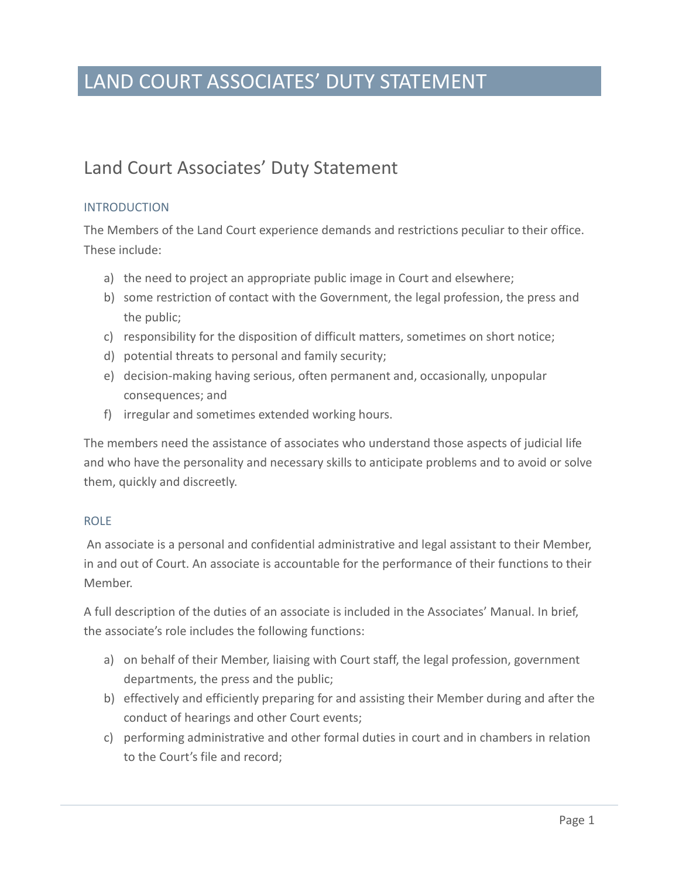# LAND COURT ASSOCIATES' DUTY STATEMENT

## Land Court Associates' Duty Statement

### INTRODUCTION

The Members of the Land Court experience demands and restrictions peculiar to their office. These include:

a) the need to project an appropriate public image in Court and elsewhere;
b) some restriction of contact with the Government, the legal profession, the press and the public;
c) responsibility for the disposition of difficult matters, sometimes on short notice;
d) potential threats to personal and family security;
e) decision-making having serious, often permanent and, occasionally, unpopular consequences; and
f) irregular and sometimes extended working hours.

The members need the assistance of associates who understand those aspects of judicial life and who have the personality and necessary skills to anticipate problems and to avoid or solve them, quickly and discreetly.

### ROLE

An associate is a personal and confidential administrative and legal assistant to their Member, in and out of Court. An associate is accountable for the performance of their functions to their Member.

A full description of the duties of an associate is included in the Associates' Manual. In brief, the associate's role includes the following functions:

a) on behalf of their Member, liaising with Court staff, the legal profession, government departments, the press and the public;
b) effectively and efficiently preparing for and assisting their Member during and after the conduct of hearings and other Court events;
c) performing administrative and other formal duties in court and in chambers in relation to the Court's file and record;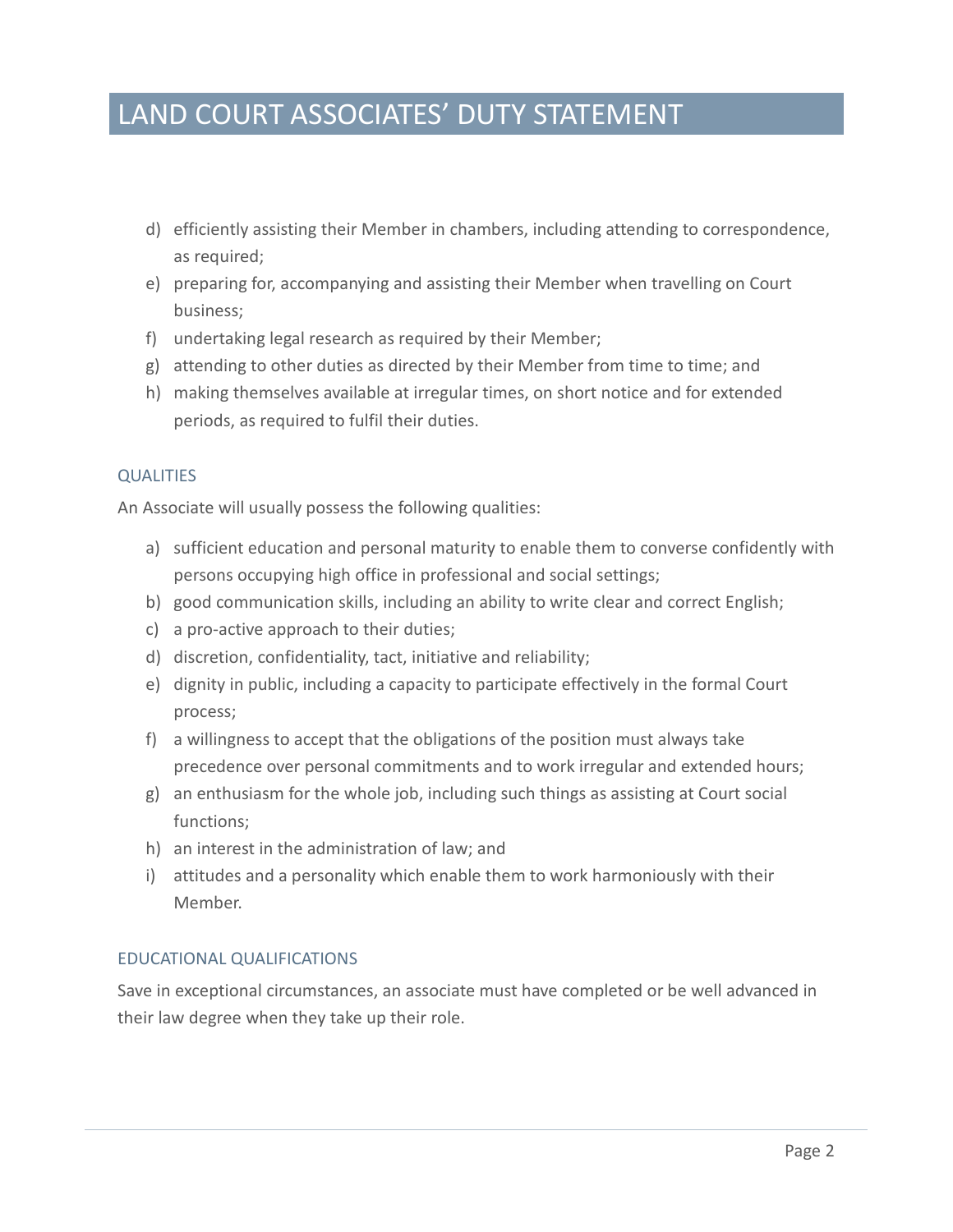d) efficiently assisting their Member in chambers, including attending to correspondence, as required;
e) preparing for, accompanying and assisting their Member when travelling on Court business;
f) undertaking legal research as required by their Member;
g) attending to other duties as directed by their Member from time to time; and
h) making themselves available at irregular times, on short notice and for extended periods, as required to fulfil their duties.

## QUALITIES

An Associate will usually possess the following qualities:

a) sufficient education and personal maturity to enable them to converse confidently with persons occupying high office in professional and social settings;
b) good communication skills, including an ability to write clear and correct English;
c) a pro-active approach to their duties;
d) discretion, confidentiality, tact, initiative and reliability;
e) dignity in public, including a capacity to participate effectively in the formal Court process;
f) a willingness to accept that the obligations of the position must always take precedence over personal commitments and to work irregular and extended hours;
g) an enthusiasm for the whole job, including such things as assisting at Court social functions;
h) an interest in the administration of law; and
i) attitudes and a personality which enable them to work harmoniously with their Member.

## EDUCATIONAL QUALIFICATIONS

Save in exceptional circumstances, an associate must have completed or be well advanced in their law degree when they take up their role.